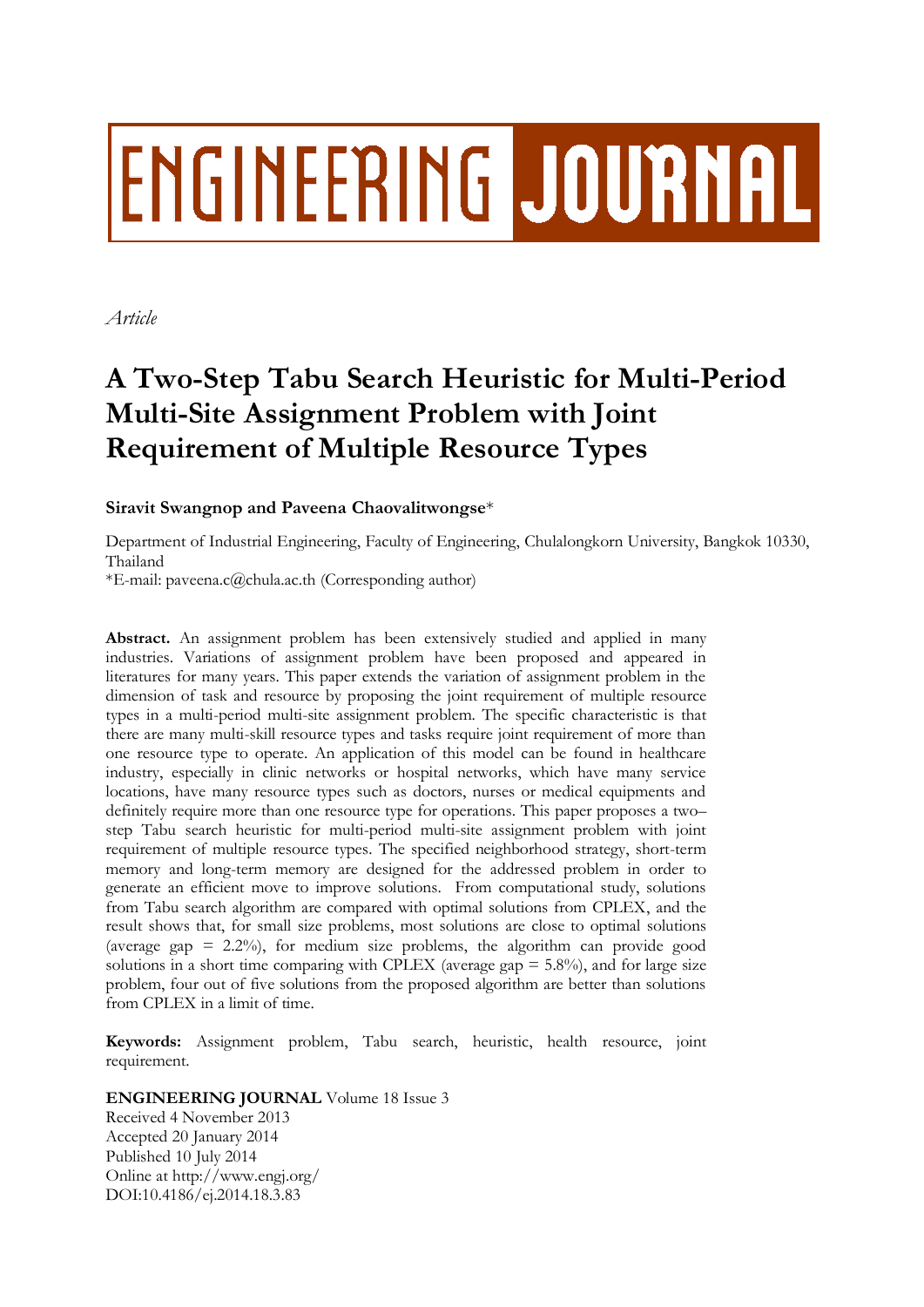# ENGINEERING JOURNAL

*Article*

# A Two-Step Tabu Search Heuristic for Multi-Period Multi-Site Assignment Problem with Joint Requirement of Multiple Resource Types

**Siravit Swangnop and Paveena Chaovalitwongse***

Department of Industrial Engineering, Faculty of Engineering, Chulalongkorn University, Bangkok 10330, Thailand

*E-mail: paveena.c@chula.ac.th (Corresponding author)

**Abstract.** An assignment problem has been extensively studied and applied in many industries. Variations of assignment problem have been proposed and appeared in literatures for many years. This paper extends the variation of assignment problem in the dimension of task and resource by proposing the joint requirement of multiple resource types in a multi-period multi-site assignment problem. The specific characteristic is that there are many multi-skill resource types and tasks require joint requirement of more than one resource type to operate. An application of this model can be found in healthcare industry, especially in clinic networks or hospital networks, which have many service locations, have many resource types such as doctors, nurses or medical equipments and definitely require more than one resource type for operations. This paper proposes a two–step Tabu search heuristic for multi-period multi-site assignment problem with joint requirement of multiple resource types. The specified neighborhood strategy, short-term memory and long-term memory are designed for the addressed problem in order to generate an efficient move to improve solutions. From computational study, solutions from Tabu search algorithm are compared with optimal solutions from CPLEX, and the result shows that, for small size problems, most solutions are close to optimal solutions (average gap = 2.2%), for medium size problems, the algorithm can provide good solutions in a short time comparing with CPLEX (average gap = 5.8%), and for large size problem, four out of five solutions from the proposed algorithm are better than solutions from CPLEX in a limit of time.

**Keywords:** Assignment problem, Tabu search, heuristic, health resource, joint requirement.

**ENGINEERING JOURNAL** Volume 18 Issue 3
Received 4 November 2013
Accepted 20 January 2014
Published 10 July 2014
Online at http://www.engj.org/
DOI:10.4186/ej.2014.18.3.83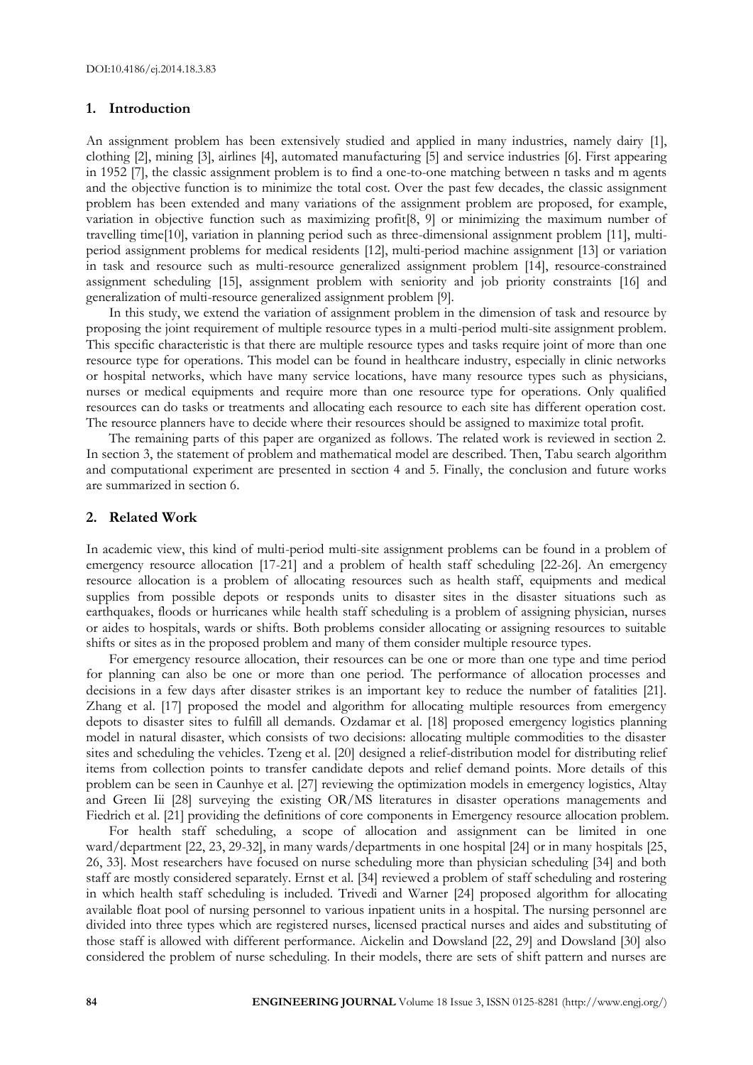## 1. Introduction

An assignment problem has been extensively studied and applied in many industries, namely dairy [1], clothing [2], mining [3], airlines [4], automated manufacturing [5] and service industries [6]. First appearing in 1952 [7], the classic assignment problem is to find a one-to-one matching between n tasks and m agents and the objective function is to minimize the total cost. Over the past few decades, the classic assignment problem has been extended and many variations of the assignment problem are proposed, for example, variation in objective function such as maximizing profit[8, 9] or minimizing the maximum number of travelling time[10], variation in planning period such as three-dimensional assignment problem [11], multi-period assignment problems for medical residents [12], multi-period machine assignment [13] or variation in task and resource such as multi-resource generalized assignment problem [14], resource-constrained assignment scheduling [15], assignment problem with seniority and job priority constraints [16] and generalization of multi-resource generalized assignment problem [9].

In this study, we extend the variation of assignment problem in the dimension of task and resource by proposing the joint requirement of multiple resource types in a multi-period multi-site assignment problem. This specific characteristic is that there are multiple resource types and tasks require joint of more than one resource type for operations. This model can be found in healthcare industry, especially in clinic networks or hospital networks, which have many service locations, have many resource types such as physicians, nurses or medical equipments and require more than one resource type for operations. Only qualified resources can do tasks or treatments and allocating each resource to each site has different operation cost. The resource planners have to decide where their resources should be assigned to maximize total profit.

The remaining parts of this paper are organized as follows. The related work is reviewed in section 2. In section 3, the statement of problem and mathematical model are described. Then, Tabu search algorithm and computational experiment are presented in section 4 and 5. Finally, the conclusion and future works are summarized in section 6.

## 2. Related Work

In academic view, this kind of multi-period multi-site assignment problems can be found in a problem of emergency resource allocation [17-21] and a problem of health staff scheduling [22-26]. An emergency resource allocation is a problem of allocating resources such as health staff, equipments and medical supplies from possible depots or responds units to disaster sites in the disaster situations such as earthquakes, floods or hurricanes while health staff scheduling is a problem of assigning physician, nurses or aides to hospitals, wards or shifts. Both problems consider allocating or assigning resources to suitable shifts or sites as in the proposed problem and many of them consider multiple resource types.

For emergency resource allocation, their resources can be one or more than one type and time period for planning can also be one or more than one period. The performance of allocation processes and decisions in a few days after disaster strikes is an important key to reduce the number of fatalities [21]. Zhang et al. [17] proposed the model and algorithm for allocating multiple resources from emergency depots to disaster sites to fulfill all demands. Ozdamar et al. [18] proposed emergency logistics planning model in natural disaster, which consists of two decisions: allocating multiple commodities to the disaster sites and scheduling the vehicles. Tzeng et al. [20] designed a relief-distribution model for distributing relief items from collection points to transfer candidate depots and relief demand points. More details of this problem can be seen in Caunhye et al. [27] reviewing the optimization models in emergency logistics, Altay and Green Iii [28] surveying the existing OR/MS literatures in disaster operations managements and Fiedrich et al. [21] providing the definitions of core components in Emergency resource allocation problem.

For health staff scheduling, a scope of allocation and assignment can be limited in one ward/department [22, 23, 29-32], in many wards/departments in one hospital [24] or in many hospitals [25, 26, 33]. Most researchers have focused on nurse scheduling more than physician scheduling [34] and both staff are mostly considered separately. Ernst et al. [34] reviewed a problem of staff scheduling and rostering in which health staff scheduling is included. Trivedi and Warner [24] proposed algorithm for allocating available float pool of nursing personnel to various inpatient units in a hospital. The nursing personnel are divided into three types which are registered nurses, licensed practical nurses and aides and substituting of those staff is allowed with different performance. Aickelin and Dowsland [22, 29] and Dowsland [30] also considered the problem of nurse scheduling. In their models, there are sets of shift pattern and nurses are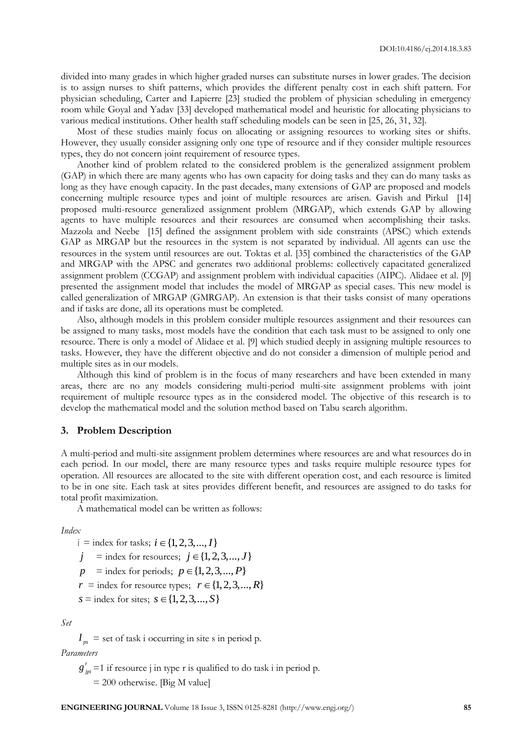divided into many grades in which higher graded nurses can substitute nurses in lower grades. The decision is to assign nurses to shift patterns, which provides the different penalty cost in each shift pattern. For physician scheduling, Carter and Lapierre [23] studied the problem of physician scheduling in emergency room while Goyal and Yadav [33] developed mathematical model and heuristic for allocating physicians to various medical institutions. Other health staff scheduling models can be seen in [25, 26, 31, 32].

Most of these studies mainly focus on allocating or assigning resources to working sites or shifts. However, they usually consider assigning only one type of resource and if they consider multiple resources types, they do not concern joint requirement of resource types.

Another kind of problem related to the considered problem is the generalized assignment problem (GAP) in which there are many agents who has own capacity for doing tasks and they can do many tasks as long as they have enough capacity. In the past decades, many extensions of GAP are proposed and models concerning multiple resource types and joint of multiple resources are arisen. Gavish and Pirkul [14] proposed multi-resource generalized assignment problem (MRGAP), which extends GAP by allowing agents to have multiple resources and their resources are consumed when accomplishing their tasks. Mazzola and Neebe [15] defined the assignment problem with side constraints (APSC) which extends GAP as MRGAP but the resources in the system is not separated by individual. All agents can use the resources in the system until resources are out. Toktas et al. [35] combined the characteristics of the GAP and MRGAP with the APSC and generates two additional problems: collectively capacitated generalized assignment problem (CCGAP) and assignment problem with individual capacities (AIPC). Alidaee et al. [9] presented the assignment model that includes the model of MRGAP as special cases. This new model is called generalization of MRGAP (GMRGAP). An extension is that their tasks consist of many operations and if tasks are done, all its operations must be completed.

Also, although models in this problem consider multiple resources assignment and their resources can be assigned to many tasks, most models have the condition that each task must to be assigned to only one resource. There is only a model of Alidaee et al. [9] which studied deeply in assigning multiple resources to tasks. However, they have the different objective and do not consider a dimension of multiple period and multiple sites as in our models.

Although this kind of problem is in the focus of many researchers and have been extended in many areas, there are no any models considering multi-period multi-site assignment problems with joint requirement of multiple resource types as in the considered model. The objective of this research is to develop the mathematical model and the solution method based on Tabu search algorithm.

## 3. Problem Description

A multi-period and multi-site assignment problem determines where resources are and what resources do in each period. In our model, there are many resource types and tasks require multiple resource types for operation. All resources are allocated to the site with different operation cost, and each resource is limited to be in one site. Each task at sites provides different benefit, and resources are assigned to do tasks for total profit maximization.

A mathematical model can be written as follows:

*Index*

$i$ = index for tasks; $i \in \{1, 2, 3, ..., I\}$

$j$ = index for resources; $j \in \{1, 2, 3, ..., J\}$

$p$ = index for periods; $p \in \{1, 2, 3, ..., P\}$

$r$ = index for resource types; $r \in \{1, 2, 3, ..., R\}$

$s$ = index for sites; $s \in \{1, 2, 3, ..., S\}$

*Set*

$I_{ps}$ = set of task i occurring in site s in period p.

*Parameters*

$g^{r}_{jpi}$ =1 if resource j in type r is qualified to do task i in period p.

= 200 otherwise. [Big M value]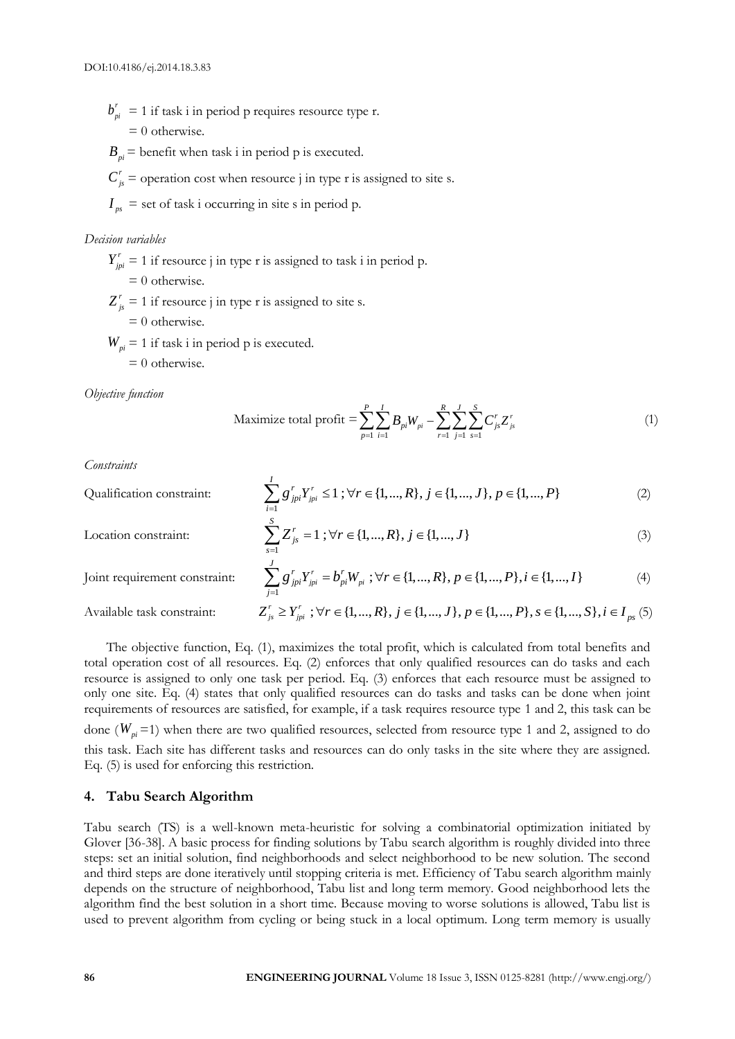$b^r_{pi}$ = 1 if task i in period p requires resource type r.
= 0 otherwise.

$B_{pi}$ = benefit when task i in period p is executed.

$C^r_{js}$ = operation cost when resource j in type r is assigned to site s.

$I_{ps}$ = set of task i occurring in site s in period p.

*Decision variables*

$Y^r_{jpi}$ = 1 if resource j in type r is assigned to task i in period p.
= 0 otherwise.

$Z^r_{js}$ = 1 if resource j in type r is assigned to site s.
= 0 otherwise.

$W_{pi}$ = 1 if task i in period p is executed.
= 0 otherwise.

*Objective function*

$$\text{Maximize total profit} = \sum_{p=1}^{P}\sum_{i=1}^{I} B_{pi}W_{pi} - \sum_{r=1}^{R}\sum_{j=1}^{J}\sum_{s=1}^{S} C^r_{js}Z^r_{js} \tag{1}$$

*Constraints*

Qualification constraint:
$$\sum_{i=1}^{I} g^r_{jpi}Y^r_{jpi} \le 1 \; ; \forall r \in \{1,...,R\},\, j \in \{1,...,J\},\, p \in \{1,...,P\} \tag{2}$$

Location constraint:
$$\sum_{s=1}^{S} Z^r_{js} = 1 \; ; \forall r \in \{1,...,R\},\, j \in \{1,...,J\} \tag{3}$$

Joint requirement constraint:
$$\sum_{j=1}^{J} g^r_{jpi}Y^r_{jpi} = b^r_{pi}W_{pi} \; ; \forall r \in \{1,...,R\},\, p \in \{1,...,P\}, i \in \{1,...,I\} \tag{4}$$

Available task constraint:
$$Z^r_{js} \ge Y^r_{jpi} \; ; \forall r \in \{1,...,R\},\, j \in \{1,...,J\},\, p \in \{1,...,P\}, s \in \{1,...,S\}, i \in I_{ps} \tag{5}$$

The objective function, Eq. (1), maximizes the total profit, which is calculated from total benefits and total operation cost of all resources. Eq. (2) enforces that only qualified resources can do tasks and each resource is assigned to only one task per period. Eq. (3) enforces that each resource must be assigned to only one site. Eq. (4) states that only qualified resources can do tasks and tasks can be done when joint requirements of resources are satisfied, for example, if a task requires resource type 1 and 2, this task can be done ($W_{pi}$ =1) when there are two qualified resources, selected from resource type 1 and 2, assigned to do this task. Each site has different tasks and resources can do only tasks in the site where they are assigned. Eq. (5) is used for enforcing this restriction.

## 4. Tabu Search Algorithm

Tabu search (TS) is a well-known meta-heuristic for solving a combinatorial optimization initiated by Glover [36-38]. A basic process for finding solutions by Tabu search algorithm is roughly divided into three steps: set an initial solution, find neighborhoods and select neighborhood to be new solution. The second and third steps are done iteratively until stopping criteria is met. Efficiency of Tabu search algorithm mainly depends on the structure of neighborhood, Tabu list and long term memory. Good neighborhood lets the algorithm find the best solution in a short time. Because moving to worse solutions is allowed, Tabu list is used to prevent algorithm from cycling or being stuck in a local optimum. Long term memory is usually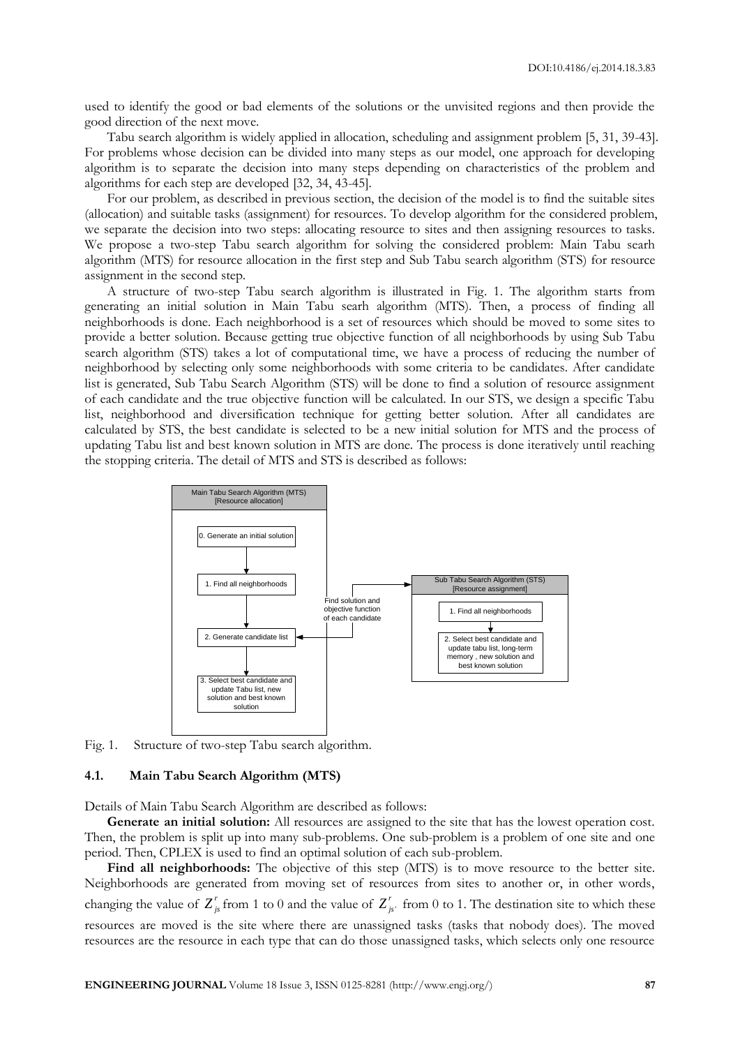used to identify the good or bad elements of the solutions or the unvisited regions and then provide the good direction of the next move.

Tabu search algorithm is widely applied in allocation, scheduling and assignment problem [5, 31, 39-43]. For problems whose decision can be divided into many steps as our model, one approach for developing algorithm is to separate the decision into many steps depending on characteristics of the problem and algorithms for each step are developed [32, 34, 43-45].

For our problem, as described in previous section, the decision of the model is to find the suitable sites (allocation) and suitable tasks (assignment) for resources. To develop algorithm for the considered problem, we separate the decision into two steps: allocating resource to sites and then assigning resources to tasks. We propose a two-step Tabu search algorithm for solving the considered problem: Main Tabu searh algorithm (MTS) for resource allocation in the first step and Sub Tabu search algorithm (STS) for resource assignment in the second step.

A structure of two-step Tabu search algorithm is illustrated in Fig. 1. The algorithm starts from generating an initial solution in Main Tabu searh algorithm (MTS). Then, a process of finding all neighborhoods is done. Each neighborhood is a set of resources which should be moved to some sites to provide a better solution. Because getting true objective function of all neighborhoods by using Sub Tabu search algorithm (STS) takes a lot of computational time, we have a process of reducing the number of neighborhood by selecting only some neighborhoods with some criteria to be candidates. After candidate list is generated, Sub Tabu Search Algorithm (STS) will be done to find a solution of resource assignment of each candidate and the true objective function will be calculated. In our STS, we design a specific Tabu list, neighborhood and diversification technique for getting better solution. After all candidates are calculated by STS, the best candidate is selected to be a new initial solution for MTS and the process of updating Tabu list and best known solution in MTS are done. The process is done iteratively until reaching the stopping criteria. The detail of MTS and STS is described as follows:

Main Tabu Search Algorithm (MTS)
[Resource allocation]

0. Generate an initial solution

1. Find all neighborhoods

2. Generate candidate list

3. Select best candidate and update Tabu list, new solution and best known solution

Find solution and objective function of each candidate

Sub Tabu Search Algorithm (STS)
[Resource assignment]

1. Find all neighborhoods

2. Select best candidate and update tabu list, long-term memory , new solution and best known solution

Fig. 1. Structure of two-step Tabu search algorithm.

### 4.1. Main Tabu Search Algorithm (MTS)

Details of Main Tabu Search Algorithm are described as follows:

**Generate an initial solution:** All resources are assigned to the site that has the lowest operation cost. Then, the problem is split up into many sub-problems. One sub-problem is a problem of one site and one period. Then, CPLEX is used to find an optimal solution of each sub-problem.

**Find all neighborhoods:** The objective of this step (MTS) is to move resource to the better site. Neighborhoods are generated from moving set of resources from sites to another or, in other words, changing the value of $Z_{js}^{r}$ from 1 to 0 and the value of $Z_{js'}^{r}$ from 0 to 1. The destination site to which these resources are moved is the site where there are unassigned tasks (tasks that nobody does). The moved resources are the resource in each type that can do those unassigned tasks, which selects only one resource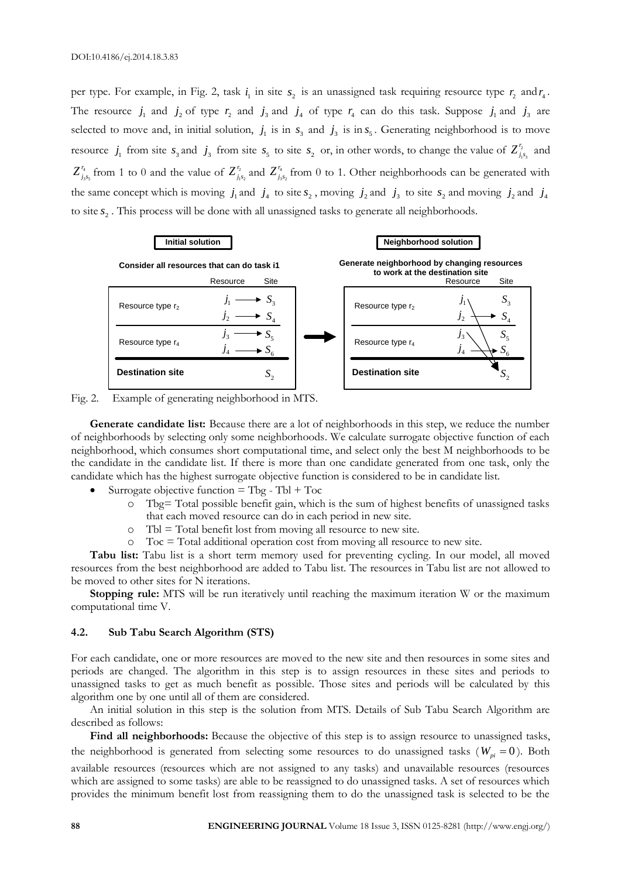per type. For example, in Fig. 2, task $i_1$ in site $s_2$ is an unassigned task requiring resource type $r_2$ and $r_4$. The resource $j_1$ and $j_2$ of type $r_2$ and $j_3$ and $j_4$ of type $r_4$ can do this task. Suppose $j_1$ and $j_3$ are selected to move and, in initial solution, $j_1$ is in $s_3$ and $j_3$ is in $s_5$. Generating neighborhood is to move resource $j_1$ from site $s_3$ and $j_3$ from site $s_5$ to site $s_2$ or, in other words, to change the value of $Z^{r_2}_{j_1 s_3}$ and $Z^{r_4}_{j_3 s_5}$ from 1 to 0 and the value of $Z^{r_2}_{j_1 s_2}$ and $Z^{r_4}_{j_3 s_2}$ from 0 to 1. Other neighborhoods can be generated with the same concept which is moving $j_1$ and $j_4$ to site $s_2$, moving $j_2$ and $j_3$ to site $s_2$ and moving $j_2$ and $j_4$ to site $s_2$. This process will be done with all unassigned tasks to generate all neighborhoods.

Initial solution

Consider all resources that can do task i1

Resource Site

Resource type $r_2$ $j_1 \rightarrow S_3$ $j_2 \rightarrow S_4$

Resource type $r_4$ $j_3 \rightarrow S_5$ $j_4 \rightarrow S_6$

Destination site $S_2$

Neighborhood solution

Generate neighborhood by changing resources to work at the destination site

Resource Site

Resource type $r_2$ $j_1$ $S_3$ $j_2 \rightarrow S_4$

Resource type $r_4$ $j_3$ $S_5$ $j_4 \rightarrow S_6$

Destination site $S_2$

Fig. 2. Example of generating neighborhood in MTS.

**Generate candidate list:** Because there are a lot of neighborhoods in this step, we reduce the number of neighborhoods by selecting only some neighborhoods. We calculate surrogate objective function of each neighborhood, which consumes short computational time, and select only the best M neighborhoods to be the candidate in the candidate list. If there is more than one candidate generated from one task, only the candidate which has the highest surrogate objective function is considered to be in candidate list.

- Surrogate objective function = Tbg - Tbl + Toc
  - Tbg= Total possible benefit gain, which is the sum of highest benefits of unassigned tasks that each moved resource can do in each period in new site.
  - Tbl = Total benefit lost from moving all resource to new site.
  - Toc = Total additional operation cost from moving all resource to new site.

**Tabu list:** Tabu list is a short term memory used for preventing cycling. In our model, all moved resources from the best neighborhood are added to Tabu list. The resources in Tabu list are not allowed to be moved to other sites for N iterations.

**Stopping rule:** MTS will be run iteratively until reaching the maximum iteration W or the maximum computational time V.

### 4.2. Sub Tabu Search Algorithm (STS)

For each candidate, one or more resources are moved to the new site and then resources in some sites and periods are changed. The algorithm in this step is to assign resources in these sites and periods to unassigned tasks to get as much benefit as possible. Those sites and periods will be calculated by this algorithm one by one until all of them are considered.

An initial solution in this step is the solution from MTS. Details of Sub Tabu Search Algorithm are described as follows:

**Find all neighborhoods:** Because the objective of this step is to assign resource to unassigned tasks, the neighborhood is generated from selecting some resources to do unassigned tasks ($W_{pi} = 0$). Both available resources (resources which are not assigned to any tasks) and unavailable resources (resources which are assigned to some tasks) are able to be reassigned to do unassigned tasks. A set of resources which provides the minimum benefit lost from reassigning them to do the unassigned task is selected to be the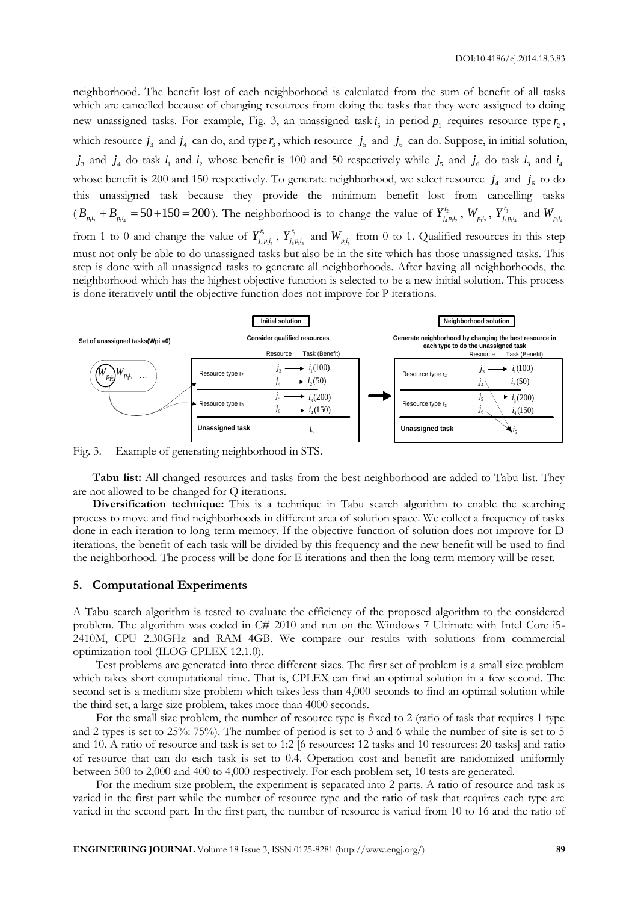neighborhood. The benefit lost of each neighborhood is calculated from the sum of benefit of all tasks which are cancelled because of changing resources from doing the tasks that they were assigned to doing new unassigned tasks. For example, Fig. 3, an unassigned task $i_5$ in period $p_1$ requires resource type $r_2$, which resource $j_3$ and $j_4$ can do, and type $r_3$, which resource $j_5$ and $j_6$ can do. Suppose, in initial solution, $j_3$ and $j_4$ do task $i_1$ and $i_2$ whose benefit is 100 and 50 respectively while $j_5$ and $j_6$ do task $i_3$ and $i_4$ whose benefit is 200 and 150 respectively. To generate neighborhood, we select resource $j_4$ and $j_6$ to do this unassigned task because they provide the minimum benefit lost from cancelling tasks ($B_{p_1i_2} + B_{p_1i_4} = 50 + 150 = 200$). The neighborhood is to change the value of $Y^{r_2}_{j_4p_1i_2}$, $W_{p_1i_2}$, $Y^{r_3}_{j_6p_1i_4}$ and $W_{p_1i_4}$ from 1 to 0 and change the value of $Y^{r_2}_{j_4p_1i_5}$, $Y^{r_3}_{j_6p_1i_5}$ and $W_{p_1i_5}$ from 0 to 1. Qualified resources in this step must not only be able to do unassigned tasks but also be in the site which has those unassigned tasks. This step is done with all unassigned tasks to generate all neighborhoods. After having all neighborhoods, the neighborhood which has the highest objective function is selected to be a new initial solution. This process is done iteratively until the objective function does not improve for P iterations.

Initial solution

Neighborhood solution

Set of unassigned tasks(Wpi =0)

$W_{p_1i_5}$ $W_{p_3i_7}$ ...

Consider qualified resources

Resource Task (Benefit)

Resource type r2: $j_3 \rightarrow i_1(100)$, $j_4 \rightarrow i_2(50)$

Resource type r3: $j_5 \rightarrow i_3(200)$, $j_6 \rightarrow i_4(150)$

Unassigned task $i_5$

Generate neighborhood by changing the best resource in each type to do the unassigned task

Resource Task (Benefit)

Resource type r2: $j_3 \rightarrow i_1(100)$, $j_4$, $i_2(50)$

Resource type r3: $j_5 \rightarrow i_3(200)$, $j_6$, $i_4(150)$

Unassigned task $i_5$

Fig. 3. Example of generating neighborhood in STS.

**Tabu list:** All changed resources and tasks from the best neighborhood are added to Tabu list. They are not allowed to be changed for Q iterations.

**Diversification technique:** This is a technique in Tabu search algorithm to enable the searching process to move and find neighborhoods in different area of solution space. We collect a frequency of tasks done in each iteration to long term memory. If the objective function of solution does not improve for D iterations, the benefit of each task will be divided by this frequency and the new benefit will be used to find the neighborhood. The process will be done for E iterations and then the long term memory will be reset.

## 5. Computational Experiments

A Tabu search algorithm is tested to evaluate the efficiency of the proposed algorithm to the considered problem. The algorithm was coded in C# 2010 and run on the Windows 7 Ultimate with Intel Core i5-2410M, CPU 2.30GHz and RAM 4GB. We compare our results with solutions from commercial optimization tool (ILOG CPLEX 12.1.0).

Test problems are generated into three different sizes. The first set of problem is a small size problem which takes short computational time. That is, CPLEX can find an optimal solution in a few second. The second set is a medium size problem which takes less than 4,000 seconds to find an optimal solution while the third set, a large size problem, takes more than 4000 seconds.

For the small size problem, the number of resource type is fixed to 2 (ratio of task that requires 1 type and 2 types is set to 25%: 75%). The number of period is set to 3 and 6 while the number of site is set to 5 and 10. A ratio of resource and task is set to 1:2 [6 resources: 12 tasks and 10 resources: 20 tasks] and ratio of resource that can do each task is set to 0.4. Operation cost and benefit are randomized uniformly between 500 to 2,000 and 400 to 4,000 respectively. For each problem set, 10 tests are generated.

For the medium size problem, the experiment is separated into 2 parts. A ratio of resource and task is varied in the first part while the number of resource type and the ratio of task that requires each type are varied in the second part. In the first part, the number of resource is varied from 10 to 16 and the ratio of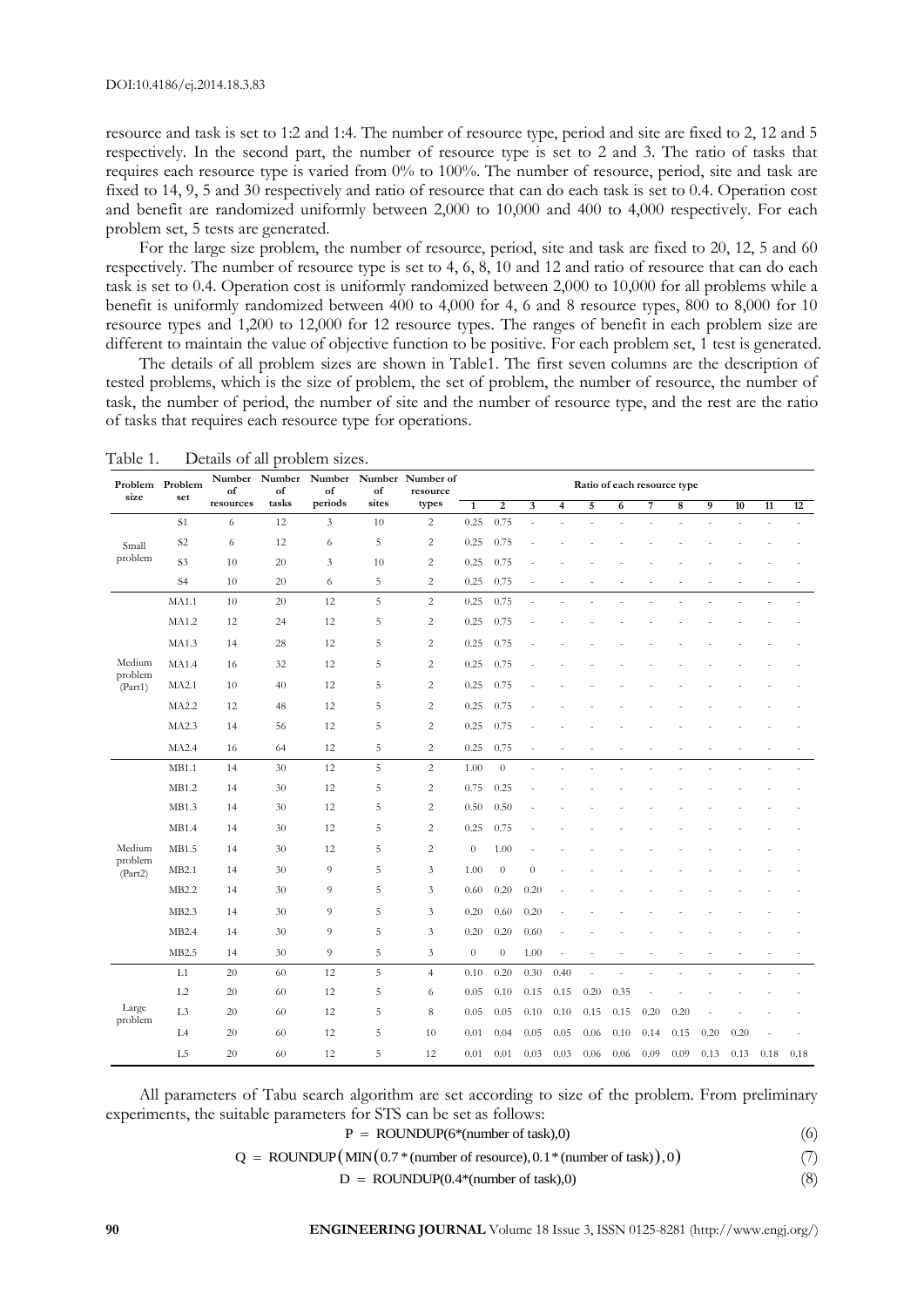resource and task is set to 1:2 and 1:4. The number of resource type, period and site are fixed to 2, 12 and 5 respectively. In the second part, the number of resource type is set to 2 and 3. The ratio of tasks that requires each resource type is varied from 0% to 100%. The number of resource, period, site and task are fixed to 14, 9, 5 and 30 respectively and ratio of resource that can do each task is set to 0.4. Operation cost and benefit are randomized uniformly between 2,000 to 10,000 and 400 to 4,000 respectively. For each problem set, 5 tests are generated.

For the large size problem, the number of resource, period, site and task are fixed to 20, 12, 5 and 60 respectively. The number of resource type is set to 4, 6, 8, 10 and 12 and ratio of resource that can do each task is set to 0.4. Operation cost is uniformly randomized between 2,000 to 10,000 for all problems while a benefit is uniformly randomized between 400 to 4,000 for 4, 6 and 8 resource types, 800 to 8,000 for 10 resource types and 1,200 to 12,000 for 12 resource types. The ranges of benefit in each problem size are different to maintain the value of objective function to be positive. For each problem set, 1 test is generated.

The details of all problem sizes are shown in Table1. The first seven columns are the description of tested problems, which is the size of problem, the set of problem, the number of resource, the number of task, the number of period, the number of site and the number of resource type, and the rest are the ratio of tasks that requires each resource type for operations.

Table 1. Details of all problem sizes.

| Problem size | Problem set | Number of resources | Number of tasks | Number of periods | Number of sites | Number of resource types | Ratio of each resource type | | | | | | | | | | | |
|---|---|---|---|---|---|---|---|---|---|---|---|---|---|---|---|---|---|---|
| | | | | | | | 1 | 2 | 3 | 4 | 5 | 6 | 7 | 8 | 9 | 10 | 11 | 12 |
| Small problem | S1 | 6 | 12 | 3 | 10 | 2 | 0.25 | 0.75 | - | - | - | - | - | - | - | - | - | - |
| | S2 | 6 | 12 | 6 | 5 | 2 | 0.25 | 0.75 | - | - | - | - | - | - | - | - | - | - |
| | S3 | 10 | 20 | 3 | 10 | 2 | 0.25 | 0.75 | - | - | - | - | - | - | - | - | - | - |
| | S4 | 10 | 20 | 6 | 5 | 2 | 0.25 | 0.75 | - | - | - | - | - | - | - | - | - | - |
| Medium problem (Part1) | MA1.1 | 10 | 20 | 12 | 5 | 2 | 0.25 | 0.75 | - | - | - | - | - | - | - | - | - | - |
| | MA1.2 | 12 | 24 | 12 | 5 | 2 | 0.25 | 0.75 | - | - | - | - | - | - | - | - | - | - |
| | MA1.3 | 14 | 28 | 12 | 5 | 2 | 0.25 | 0.75 | - | - | - | - | - | - | - | - | - | - |
| | MA1.4 | 16 | 32 | 12 | 5 | 2 | 0.25 | 0.75 | - | - | - | - | - | - | - | - | - | - |
| | MA2.1 | 10 | 40 | 12 | 5 | 2 | 0.25 | 0.75 | - | - | - | - | - | - | - | - | - | - |
| | MA2.2 | 12 | 48 | 12 | 5 | 2 | 0.25 | 0.75 | - | - | - | - | - | - | - | - | - | - |
| | MA2.3 | 14 | 56 | 12 | 5 | 2 | 0.25 | 0.75 | - | - | - | - | - | - | - | - | - | - |
| | MA2.4 | 16 | 64 | 12 | 5 | 2 | 0.25 | 0.75 | - | - | - | - | - | - | - | - | - | - |
| Medium problem (Part2) | MB1.1 | 14 | 30 | 12 | 5 | 2 | 1.00 | 0 | - | - | - | - | - | - | - | - | - | - |
| | MB1.2 | 14 | 30 | 12 | 5 | 2 | 0.75 | 0.25 | - | - | - | - | - | - | - | - | - | - |
| | MB1.3 | 14 | 30 | 12 | 5 | 2 | 0.50 | 0.50 | - | - | - | - | - | - | - | - | - | - |
| | MB1.4 | 14 | 30 | 12 | 5 | 2 | 0.25 | 0.75 | - | - | - | - | - | - | - | - | - | - |
| | MB1.5 | 14 | 30 | 12 | 5 | 2 | 0 | 1.00 | - | - | - | - | - | - | - | - | - | - |
| | MB2.1 | 14 | 30 | 9 | 5 | 3 | 1.00 | 0 | 0 | - | - | - | - | - | - | - | - | - |
| | MB2.2 | 14 | 30 | 9 | 5 | 3 | 0.60 | 0.20 | 0.20 | - | - | - | - | - | - | - | - | - |
| | MB2.3 | 14 | 30 | 9 | 5 | 3 | 0.20 | 0.60 | 0.20 | - | - | - | - | - | - | - | - | - |
| | MB2.4 | 14 | 30 | 9 | 5 | 3 | 0.20 | 0.20 | 0.60 | - | - | - | - | - | - | - | - | - |
| | MB2.5 | 14 | 30 | 9 | 5 | 3 | 0 | 0 | 1.00 | - | - | - | - | - | - | - | - | - |
| Large problem | L1 | 20 | 60 | 12 | 5 | 4 | 0.10 | 0.20 | 0.30 | 0.40 | - | - | - | - | - | - | - | - |
| | L2 | 20 | 60 | 12 | 5 | 6 | 0.05 | 0.10 | 0.15 | 0.15 | 0.20 | 0.35 | - | - | - | - | - | - |
| | L3 | 20 | 60 | 12 | 5 | 8 | 0.05 | 0.05 | 0.10 | 0.10 | 0.15 | 0.15 | 0.20 | 0.20 | - | - | - | - |
| | L4 | 20 | 60 | 12 | 5 | 10 | 0.01 | 0.04 | 0.05 | 0.05 | 0.06 | 0.10 | 0.14 | 0.15 | 0.20 | 0.20 | - | - |
| | L5 | 20 | 60 | 12 | 5 | 12 | 0.01 | 0.01 | 0.03 | 0.03 | 0.06 | 0.06 | 0.09 | 0.09 | 0.13 | 0.13 | 0.18 | 0.18 |

All parameters of Tabu search algorithm are set according to size of the problem. From preliminary experiments, the suitable parameters for STS can be set as follows:

$$P = \text{ROUNDUP}(6*(\text{number of task}),0) \tag{6}$$

$$Q = \text{ROUNDUP}\left(\text{MIN}\left(0.7*(\text{number of resource}), 0.1*(\text{number of task})\right), 0\right) \tag{7}$$

$$D = \text{ROUNDUP}(0.4*(\text{number of task}),0) \tag{8}$$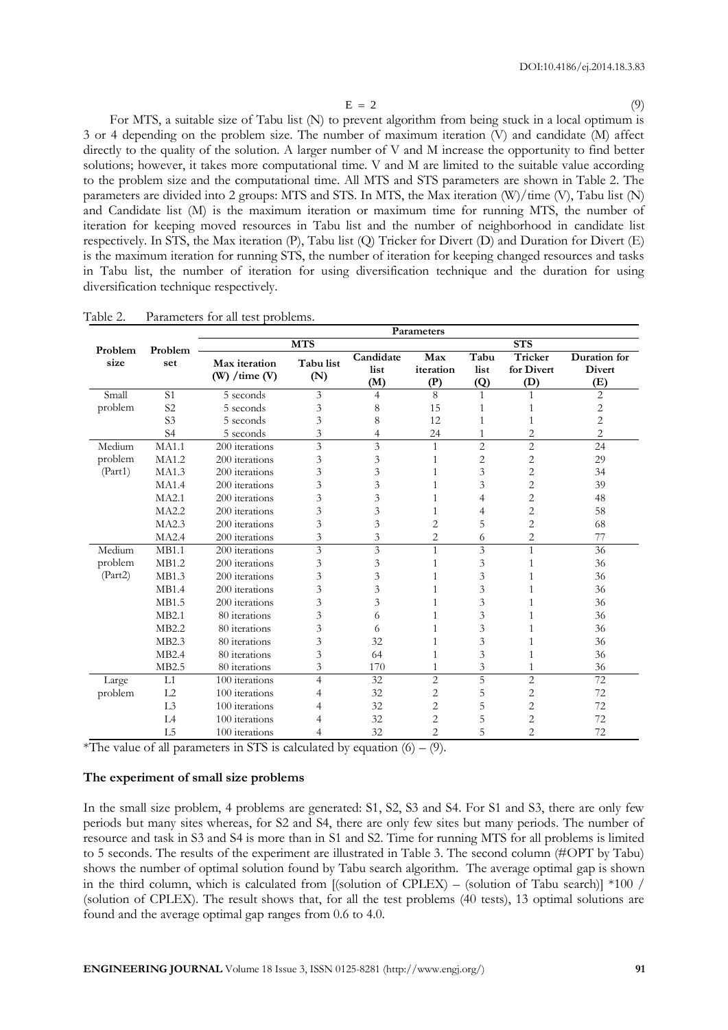$$E = 2 \tag{9}$$

For MTS, a suitable size of Tabu list (N) to prevent algorithm from being stuck in a local optimum is 3 or 4 depending on the problem size. The number of maximum iteration (V) and candidate (M) affect directly to the quality of the solution. A larger number of V and M increase the opportunity to find better solutions; however, it takes more computational time. V and M are limited to the suitable value according to the problem size and the computational time. All MTS and STS parameters are shown in Table 2. The parameters are divided into 2 groups: MTS and STS. In MTS, the Max iteration (W)/time (V), Tabu list (N) and Candidate list (M) is the maximum iteration or maximum time for running MTS, the number of iteration for keeping moved resources in Tabu list and the number of neighborhood in candidate list respectively. In STS, the Max iteration (P), Tabu list (Q) Tricker for Divert (D) and Duration for Divert (E) is the maximum iteration for running STS, the number of iteration for keeping changed resources and tasks in Tabu list, the number of iteration for using diversification technique and the duration for using diversification technique respectively.

Table 2. Parameters for all test problems.

| Problem size | Problem set | Parameters | | | | | | |
|---|---|---|---|---|---|---|---|---|
| | | MTS | | | STS | | | |
| | | Max iteration (W) /time (V) | Tabu list (N) | Candidate list (M) | Max iteration (P) | Tabu list (Q) | Tricker for Divert (D) | Duration for Divert (E) |
| Small problem | S1 | 5 seconds | 3 | 4 | 8 | 1 | 1 | 2 |
| | S2 | 5 seconds | 3 | 8 | 15 | 1 | 1 | 2 |
| | S3 | 5 seconds | 3 | 8 | 12 | 1 | 1 | 2 |
| | S4 | 5 seconds | 3 | 4 | 24 | 1 | 2 | 2 |
| Medium problem (Part1) | MA1.1 | 200 iterations | 3 | 3 | 1 | 2 | 2 | 24 |
| | MA1.2 | 200 iterations | 3 | 3 | 1 | 2 | 2 | 29 |
| | MA1.3 | 200 iterations | 3 | 3 | 1 | 3 | 2 | 34 |
| | MA1.4 | 200 iterations | 3 | 3 | 1 | 3 | 2 | 39 |
| | MA2.1 | 200 iterations | 3 | 3 | 1 | 4 | 2 | 48 |
| | MA2.2 | 200 iterations | 3 | 3 | 1 | 4 | 2 | 58 |
| | MA2.3 | 200 iterations | 3 | 3 | 2 | 5 | 2 | 68 |
| | MA2.4 | 200 iterations | 3 | 3 | 2 | 6 | 2 | 77 |
| Medium problem (Part2) | MB1.1 | 200 iterations | 3 | 3 | 1 | 3 | 1 | 36 |
| | MB1.2 | 200 iterations | 3 | 3 | 1 | 3 | 1 | 36 |
| | MB1.3 | 200 iterations | 3 | 3 | 1 | 3 | 1 | 36 |
| | MB1.4 | 200 iterations | 3 | 3 | 1 | 3 | 1 | 36 |
| | MB1.5 | 200 iterations | 3 | 3 | 1 | 3 | 1 | 36 |
| | MB2.1 | 80 iterations | 3 | 6 | 1 | 3 | 1 | 36 |
| | MB2.2 | 80 iterations | 3 | 6 | 1 | 3 | 1 | 36 |
| | MB2.3 | 80 iterations | 3 | 32 | 1 | 3 | 1 | 36 |
| | MB2.4 | 80 iterations | 3 | 64 | 1 | 3 | 1 | 36 |
| | MB2.5 | 80 iterations | 3 | 170 | 1 | 3 | 1 | 36 |
| Large problem | L1 | 100 iterations | 4 | 32 | 2 | 5 | 2 | 72 |
| | L2 | 100 iterations | 4 | 32 | 2 | 5 | 2 | 72 |
| | L3 | 100 iterations | 4 | 32 | 2 | 5 | 2 | 72 |
| | L4 | 100 iterations | 4 | 32 | 2 | 5 | 2 | 72 |
| | L5 | 100 iterations | 4 | 32 | 2 | 5 | 2 | 72 |

*The value of all parameters in STS is calculated by equation (6) – (9).

### The experiment of small size problems

In the small size problem, 4 problems are generated: S1, S2, S3 and S4. For S1 and S3, there are only few periods but many sites whereas, for S2 and S4, there are only few sites but many periods. The number of resource and task in S3 and S4 is more than in S1 and S2. Time for running MTS for all problems is limited to 5 seconds. The results of the experiment are illustrated in Table 3. The second column (#OPT by Tabu) shows the number of optimal solution found by Tabu search algorithm. The average optimal gap is shown in the third column, which is calculated from [(solution of CPLEX) – (solution of Tabu search)] *100 / (solution of CPLEX). The result shows that, for all the test problems (40 tests), 13 optimal solutions are found and the average optimal gap ranges from 0.6 to 4.0.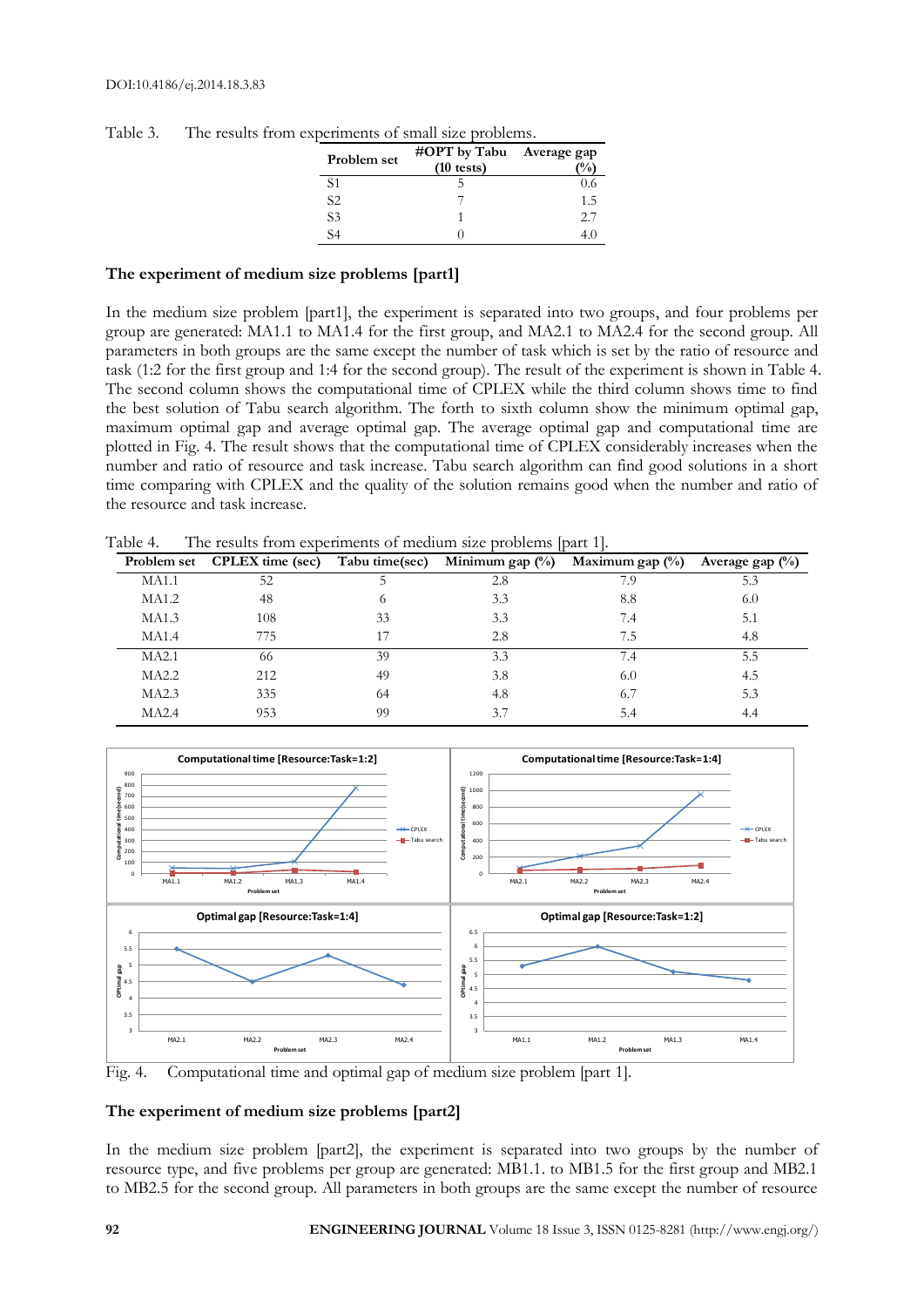Table 3. The results from experiments of small size problems.

| Problem set | #OPT by Tabu (10 tests) | Average gap (%) |
|---|---|---|
| S1 | 5 | 0.6 |
| S2 | 7 | 1.5 |
| S3 | 1 | 2.7 |
| S4 | 0 | 4.0 |

**The experiment of medium size problems [part1]**

In the medium size problem [part1], the experiment is separated into two groups, and four problems per group are generated: MA1.1 to MA1.4 for the first group, and MA2.1 to MA2.4 for the second group. All parameters in both groups are the same except the number of task which is set by the ratio of resource and task (1:2 for the first group and 1:4 for the second group). The result of the experiment is shown in Table 4. The second column shows the computational time of CPLEX while the third column shows time to find the best solution of Tabu search algorithm. The forth to sixth column show the minimum optimal gap, maximum optimal gap and average optimal gap. The average optimal gap and computational time are plotted in Fig. 4. The result shows that the computational time of CPLEX considerably increases when the number and ratio of resource and task increase. Tabu search algorithm can find good solutions in a short time comparing with CPLEX and the quality of the solution remains good when the number and ratio of the resource and task increase.

Table 4. The results from experiments of medium size problems [part 1].

| Problem set | CPLEX time (sec) | Tabu time(sec) | Minimum gap (%) | Maximum gap (%) | Average gap (%) |
|---|---|---|---|---|---|
| MA1.1 | 52 | 5 | 2.8 | 7.9 | 5.3 |
| MA1.2 | 48 | 6 | 3.3 | 8.8 | 6.0 |
| MA1.3 | 108 | 33 | 3.3 | 7.4 | 5.1 |
| MA1.4 | 775 | 17 | 2.8 | 7.5 | 4.8 |
| MA2.1 | 66 | 39 | 3.3 | 7.4 | 5.5 |
| MA2.2 | 212 | 49 | 3.8 | 6.0 | 4.5 |
| MA2.3 | 335 | 64 | 4.8 | 6.7 | 5.3 |
| MA2.4 | 953 | 99 | 3.7 | 5.4 | 4.4 |

Computational time [Resource:Task=1:2]
Computational time(second)
900
800
700
600
500
400
300
200
100
0
MA1.1 MA1.2 MA1.3 MA1.4
Problem set
CPLEX
Tabu search

Computational time [Resource:Task=1:4]
Computational time(second)
1200
1000
800
600
400
200
0
MA2.1 MA2.2 MA2.3 MA2.4
Problem set
CPLEX
Tabu search

Optimal gap [Resource:Task=1:4]
Optimal gap
6
5.5
5
4.5
4
3.5
3
MA2.1 MA2.2 MA2.3 MA2.4
Problem set

Optimal gap [Resource:Task=1:2]
Optimal gap
6.5
6
5.5
5
4.5
4
3.5
3
MA1.1 MA1.2 MA1.3 MA1.4
Problem set

Fig. 4. Computational time and optimal gap of medium size problem [part 1].

**The experiment of medium size problems [part2]**

In the medium size problem [part2], the experiment is separated into two groups by the number of resource type, and five problems per group are generated: MB1.1. to MB1.5 for the first group and MB2.1 to MB2.5 for the second group. All parameters in both groups are the same except the number of resource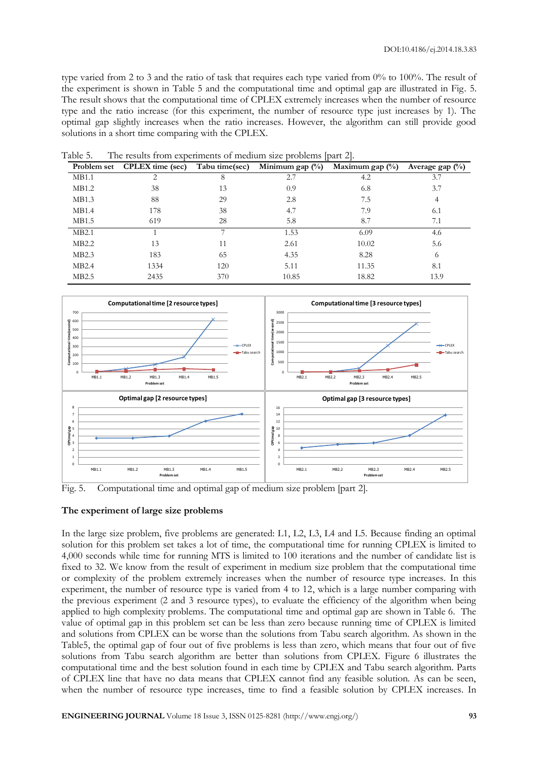type varied from 2 to 3 and the ratio of task that requires each type varied from 0% to 100%. The result of the experiment is shown in Table 5 and the computational time and optimal gap are illustrated in Fig. 5. The result shows that the computational time of CPLEX extremely increases when the number of resource type and the ratio increase (for this experiment, the number of resource type just increases by 1). The optimal gap slightly increases when the ratio increases. However, the algorithm can still provide good solutions in a short time comparing with the CPLEX.

Table 5. The results from experiments of medium size problems [part 2].

| Problem set | CPLEX time (sec) | Tabu time(sec) | Minimum gap (%) | Maximum gap (%) | Average gap (%) |
|---|---|---|---|---|---|
| MB1.1 | 2 | 8 | 2.7 | 4.2 | 3.7 |
| MB1.2 | 38 | 13 | 0.9 | 6.8 | 3.7 |
| MB1.3 | 88 | 29 | 2.8 | 7.5 | 4 |
| MB1.4 | 178 | 38 | 4.7 | 7.9 | 6.1 |
| MB1.5 | 619 | 28 | 5.8 | 8.7 | 7.1 |
| MB2.1 | 1 | 7 | 1.53 | 6.09 | 4.6 |
| MB2.2 | 13 | 11 | 2.61 | 10.02 | 5.6 |
| MB2.3 | 183 | 65 | 4.35 | 8.28 | 6 |
| MB2.4 | 1334 | 120 | 5.11 | 11.35 | 8.1 |
| MB2.5 | 2435 | 370 | 10.85 | 18.82 | 13.9 |

Computational time [2 resource types]
Computational time(second)
Problem set
MB1.1 MB1.2 MB1.3 MB1.4 MB1.5
CPLEX
Tabu search

Computational time [3 resource types]
Computational time(second)
Problem set
MB2.1 MB2.2 MB2.3 MB2.4 MB2.5
CPLEX
Tabu search

Optimal gap [2 resource types]
Optimal gap
Problem set
MB1.1 MB1.2 MB1.3 MB1.4 MB1.5

Optimal gap [3 resource types]
Optimal gap
Problem set
MB2.1 MB2.2 MB2.3 MB2.4 MB2.5

Fig. 5. Computational time and optimal gap of medium size problem [part 2].

### The experiment of large size problems

In the large size problem, five problems are generated: L1, L2, L3, L4 and L5. Because finding an optimal solution for this problem set takes a lot of time, the computational time for running CPLEX is limited to 4,000 seconds while time for running MTS is limited to 100 iterations and the number of candidate list is fixed to 32. We know from the result of experiment in medium size problem that the computational time or complexity of the problem extremely increases when the number of resource type increases. In this experiment, the number of resource type is varied from 4 to 12, which is a large number comparing with the previous experiment (2 and 3 resource types), to evaluate the efficiency of the algorithm when being applied to high complexity problems. The computational time and optimal gap are shown in Table 6. The value of optimal gap in this problem set can be less than zero because running time of CPLEX is limited and solutions from CPLEX can be worse than the solutions from Tabu search algorithm. As shown in the Table5, the optimal gap of four out of five problems is less than zero, which means that four out of five solutions from Tabu search algorithm are better than solutions from CPLEX. Figure 6 illustrates the computational time and the best solution found in each time by CPLEX and Tabu search algorithm. Parts of CPLEX line that have no data means that CPLEX cannot find any feasible solution. As can be seen, when the number of resource type increases, time to find a feasible solution by CPLEX increases. In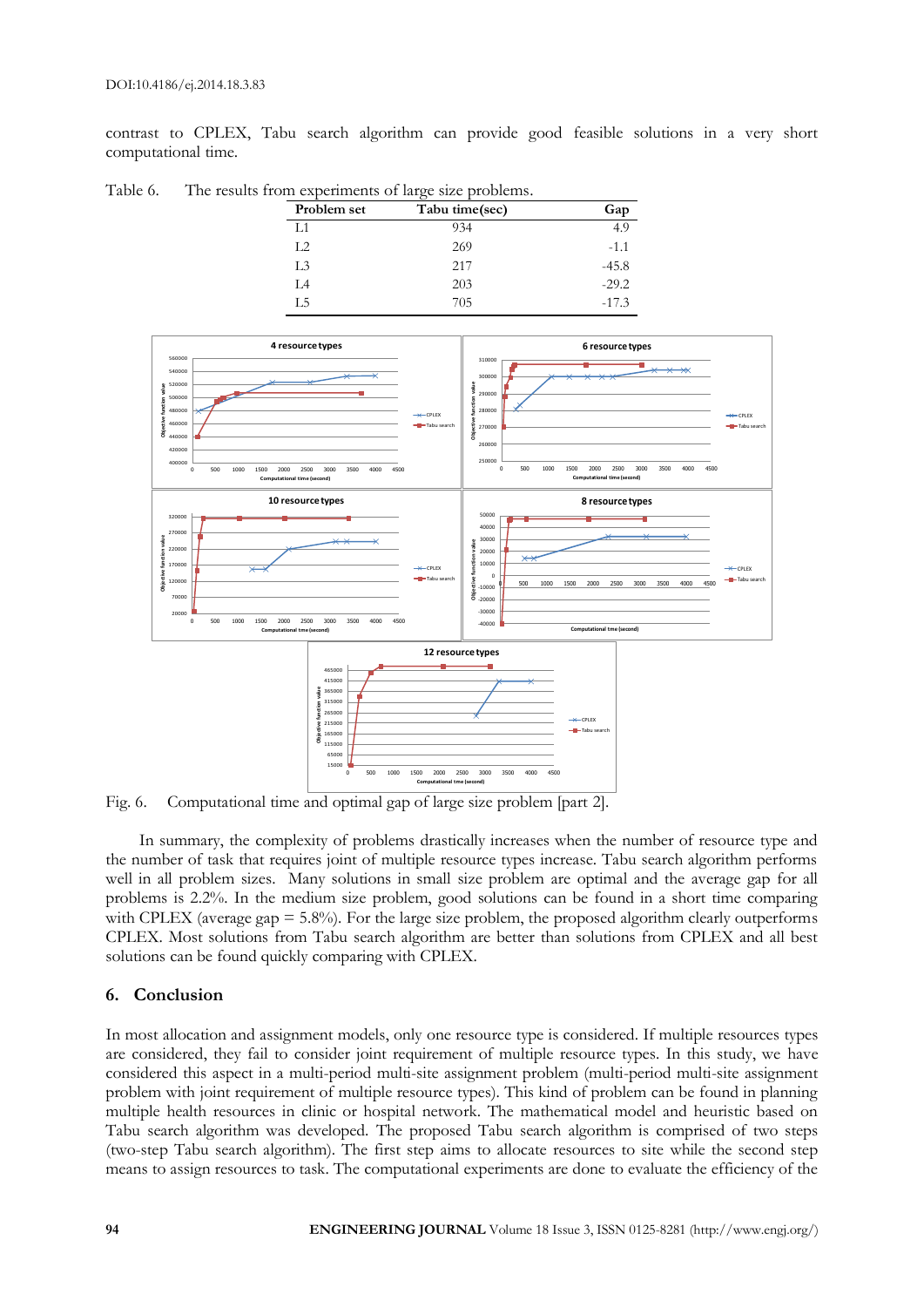contrast to CPLEX, Tabu search algorithm can provide good feasible solutions in a very short computational time.

Table 6. The results from experiments of large size problems.

| Problem set | Tabu time(sec) | Gap |
|---|---|---|
| L1 | 934 | 4.9 |
| L2 | 269 | -1.1 |
| L3 | 217 | -45.8 |
| L4 | 203 | -29.2 |
| L5 | 705 | -17.3 |

Fig. 6. Computational time and optimal gap of large size problem [part 2].

In summary, the complexity of problems drastically increases when the number of resource type and the number of task that requires joint of multiple resource types increase. Tabu search algorithm performs well in all problem sizes. Many solutions in small size problem are optimal and the average gap for all problems is 2.2%. In the medium size problem, good solutions can be found in a short time comparing with CPLEX (average gap = 5.8%). For the large size problem, the proposed algorithm clearly outperforms CPLEX. Most solutions from Tabu search algorithm are better than solutions from CPLEX and all best solutions can be found quickly comparing with CPLEX.

## 6. Conclusion

In most allocation and assignment models, only one resource type is considered. If multiple resources types are considered, they fail to consider joint requirement of multiple resource types. In this study, we have considered this aspect in a multi-period multi-site assignment problem (multi-period multi-site assignment problem with joint requirement of multiple resource types). This kind of problem can be found in planning multiple health resources in clinic or hospital network. The mathematical model and heuristic based on Tabu search algorithm was developed. The proposed Tabu search algorithm is comprised of two steps (two-step Tabu search algorithm). The first step aims to allocate resources to site while the second step means to assign resources to task. The computational experiments are done to evaluate the efficiency of the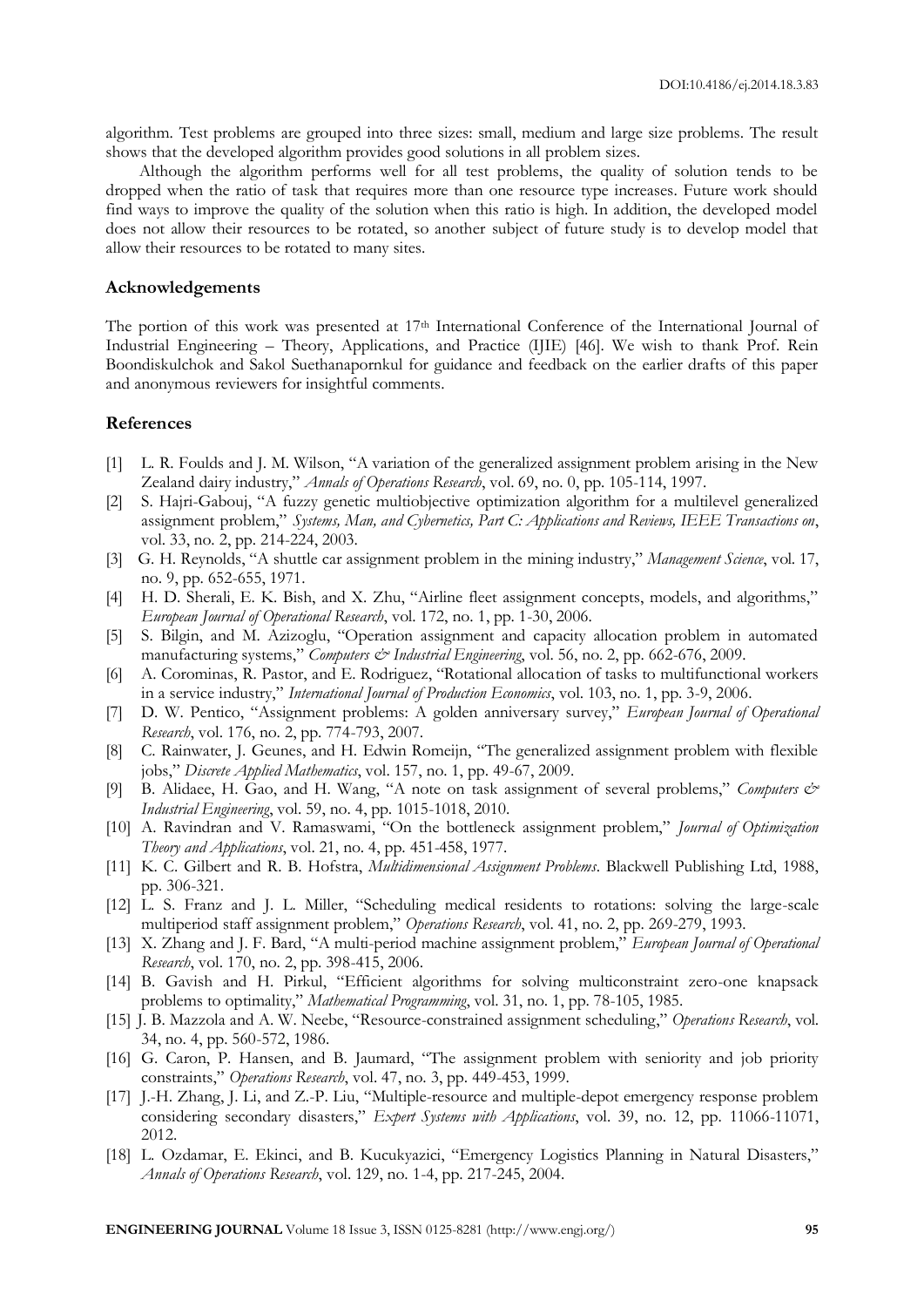algorithm. Test problems are grouped into three sizes: small, medium and large size problems. The result shows that the developed algorithm provides good solutions in all problem sizes.

Although the algorithm performs well for all test problems, the quality of solution tends to be dropped when the ratio of task that requires more than one resource type increases. Future work should find ways to improve the quality of the solution when this ratio is high. In addition, the developed model does not allow their resources to be rotated, so another subject of future study is to develop model that allow their resources to be rotated to many sites.

## Acknowledgements

The portion of this work was presented at 17th International Conference of the International Journal of Industrial Engineering – Theory, Applications, and Practice (IJIE) [46]. We wish to thank Prof. Rein Boondiskulchok and Sakol Suethanapornkul for guidance and feedback on the earlier drafts of this paper and anonymous reviewers for insightful comments.

## References

[1] L. R. Foulds and J. M. Wilson, "A variation of the generalized assignment problem arising in the New Zealand dairy industry," *Annals of Operations Research*, vol. 69, no. 0, pp. 105-114, 1997.

[2] S. Hajri-Gabouj, "A fuzzy genetic multiobjective optimization algorithm for a multilevel generalized assignment problem," *Systems, Man, and Cybernetics, Part C: Applications and Reviews, IEEE Transactions on*, vol. 33, no. 2, pp. 214-224, 2003.

[3] G. H. Reynolds, "A shuttle car assignment problem in the mining industry," *Management Science*, vol. 17, no. 9, pp. 652-655, 1971.

[4] H. D. Sherali, E. K. Bish, and X. Zhu, "Airline fleet assignment concepts, models, and algorithms," *European Journal of Operational Research*, vol. 172, no. 1, pp. 1-30, 2006.

[5] S. Bilgin, and M. Azizoglu, "Operation assignment and capacity allocation problem in automated manufacturing systems," *Computers & Industrial Engineering*, vol. 56, no. 2, pp. 662-676, 2009.

[6] A. Corominas, R. Pastor, and E. Rodriguez, "Rotational allocation of tasks to multifunctional workers in a service industry," *International Journal of Production Economics*, vol. 103, no. 1, pp. 3-9, 2006.

[7] D. W. Pentico, "Assignment problems: A golden anniversary survey," *European Journal of Operational Research*, vol. 176, no. 2, pp. 774-793, 2007.

[8] C. Rainwater, J. Geunes, and H. Edwin Romeijn, "The generalized assignment problem with flexible jobs," *Discrete Applied Mathematics*, vol. 157, no. 1, pp. 49-67, 2009.

[9] B. Alidaee, H. Gao, and H. Wang, "A note on task assignment of several problems," *Computers & Industrial Engineering*, vol. 59, no. 4, pp. 1015-1018, 2010.

[10] A. Ravindran and V. Ramaswami, "On the bottleneck assignment problem," *Journal of Optimization Theory and Applications*, vol. 21, no. 4, pp. 451-458, 1977.

[11] K. C. Gilbert and R. B. Hofstra, *Multidimensional Assignment Problems*. Blackwell Publishing Ltd, 1988, pp. 306-321.

[12] L. S. Franz and J. L. Miller, "Scheduling medical residents to rotations: solving the large-scale multiperiod staff assignment problem," *Operations Research*, vol. 41, no. 2, pp. 269-279, 1993.

[13] X. Zhang and J. F. Bard, "A multi-period machine assignment problem," *European Journal of Operational Research*, vol. 170, no. 2, pp. 398-415, 2006.

[14] B. Gavish and H. Pirkul, "Efficient algorithms for solving multiconstraint zero-one knapsack problems to optimality," *Mathematical Programming*, vol. 31, no. 1, pp. 78-105, 1985.

[15] J. B. Mazzola and A. W. Neebe, "Resource-constrained assignment scheduling," *Operations Research*, vol. 34, no. 4, pp. 560-572, 1986.

[16] G. Caron, P. Hansen, and B. Jaumard, "The assignment problem with seniority and job priority constraints," *Operations Research*, vol. 47, no. 3, pp. 449-453, 1999.

[17] J.-H. Zhang, J. Li, and Z.-P. Liu, "Multiple-resource and multiple-depot emergency response problem considering secondary disasters," *Expert Systems with Applications*, vol. 39, no. 12, pp. 11066-11071, 2012.

[18] L. Ozdamar, E. Ekinci, and B. Kucukyazici, "Emergency Logistics Planning in Natural Disasters," *Annals of Operations Research*, vol. 129, no. 1-4, pp. 217-245, 2004.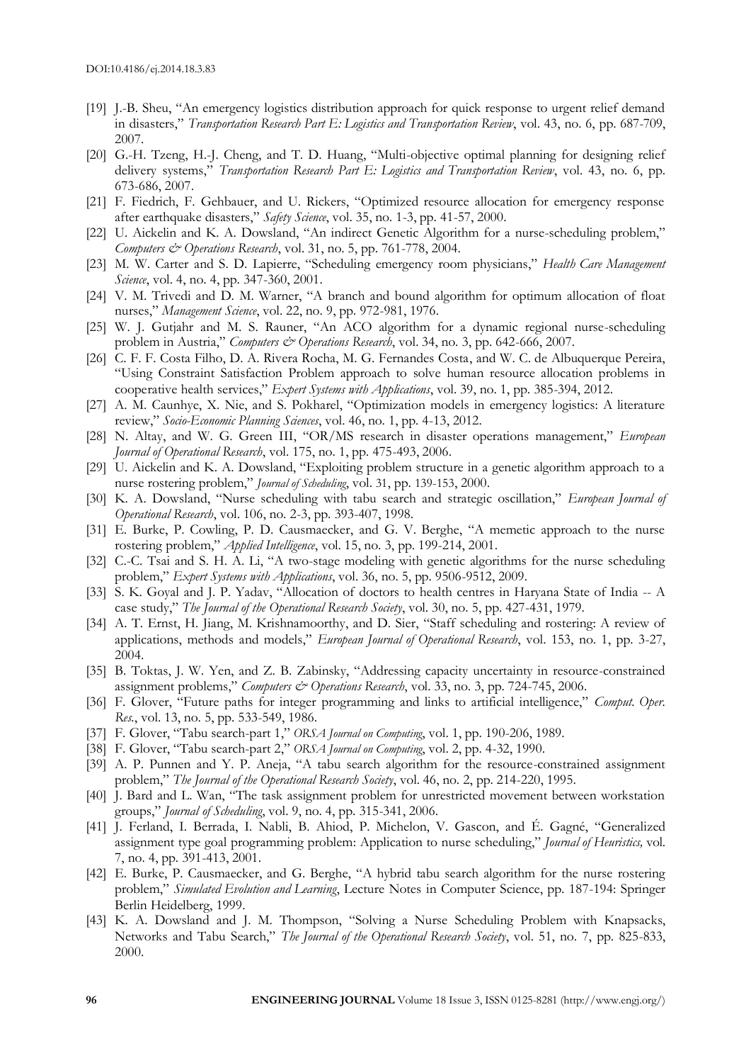[19] J.-B. Sheu, "An emergency logistics distribution approach for quick response to urgent relief demand in disasters," *Transportation Research Part E: Logistics and Transportation Review*, vol. 43, no. 6, pp. 687-709, 2007.

[20] G.-H. Tzeng, H.-J. Cheng, and T. D. Huang, "Multi-objective optimal planning for designing relief delivery systems," *Transportation Research Part E: Logistics and Transportation Review*, vol. 43, no. 6, pp. 673-686, 2007.

[21] F. Fiedrich, F. Gehbauer, and U. Rickers, "Optimized resource allocation for emergency response after earthquake disasters," *Safety Science*, vol. 35, no. 1-3, pp. 41-57, 2000.

[22] U. Aickelin and K. A. Dowsland, "An indirect Genetic Algorithm for a nurse-scheduling problem," *Computers & Operations Research*, vol. 31, no. 5, pp. 761-778, 2004.

[23] M. W. Carter and S. D. Lapierre, "Scheduling emergency room physicians," *Health Care Management Science*, vol. 4, no. 4, pp. 347-360, 2001.

[24] V. M. Trivedi and D. M. Warner, "A branch and bound algorithm for optimum allocation of float nurses," *Management Science*, vol. 22, no. 9, pp. 972-981, 1976.

[25] W. J. Gutjahr and M. S. Rauner, "An ACO algorithm for a dynamic regional nurse-scheduling problem in Austria," *Computers & Operations Research*, vol. 34, no. 3, pp. 642-666, 2007.

[26] C. F. F. Costa Filho, D. A. Rivera Rocha, M. G. Fernandes Costa, and W. C. de Albuquerque Pereira, "Using Constraint Satisfaction Problem approach to solve human resource allocation problems in cooperative health services," *Expert Systems with Applications*, vol. 39, no. 1, pp. 385-394, 2012.

[27] A. M. Caunhye, X. Nie, and S. Pokharel, "Optimization models in emergency logistics: A literature review," *Socio-Economic Planning Sciences*, vol. 46, no. 1, pp. 4-13, 2012.

[28] N. Altay, and W. G. Green III, "OR/MS research in disaster operations management," *European Journal of Operational Research*, vol. 175, no. 1, pp. 475-493, 2006.

[29] U. Aickelin and K. A. Dowsland, "Exploiting problem structure in a genetic algorithm approach to a nurse rostering problem," *Journal of Scheduling*, vol. 31, pp. 139-153, 2000.

[30] K. A. Dowsland, "Nurse scheduling with tabu search and strategic oscillation," *European Journal of Operational Research*, vol. 106, no. 2-3, pp. 393-407, 1998.

[31] E. Burke, P. Cowling, P. D. Causmaecker, and G. V. Berghe, "A memetic approach to the nurse rostering problem," *Applied Intelligence*, vol. 15, no. 3, pp. 199-214, 2001.

[32] C.-C. Tsai and S. H. A. Li, "A two-stage modeling with genetic algorithms for the nurse scheduling problem," *Expert Systems with Applications*, vol. 36, no. 5, pp. 9506-9512, 2009.

[33] S. K. Goyal and J. P. Yadav, "Allocation of doctors to health centres in Haryana State of India -- A case study," *The Journal of the Operational Research Society*, vol. 30, no. 5, pp. 427-431, 1979.

[34] A. T. Ernst, H. Jiang, M. Krishnamoorthy, and D. Sier, "Staff scheduling and rostering: A review of applications, methods and models," *European Journal of Operational Research*, vol. 153, no. 1, pp. 3-27, 2004.

[35] B. Toktas, J. W. Yen, and Z. B. Zabinsky, "Addressing capacity uncertainty in resource-constrained assignment problems," *Computers & Operations Research*, vol. 33, no. 3, pp. 724-745, 2006.

[36] F. Glover, "Future paths for integer programming and links to artificial intelligence," *Comput. Oper. Res.*, vol. 13, no. 5, pp. 533-549, 1986.

[37] F. Glover, "Tabu search-part 1," *ORSA Journal on Computing*, vol. 1, pp. 190-206, 1989.

[38] F. Glover, "Tabu search-part 2," *ORSA Journal on Computing*, vol. 2, pp. 4-32, 1990.

[39] A. P. Punnen and Y. P. Aneja, "A tabu search algorithm for the resource-constrained assignment problem," *The Journal of the Operational Research Society*, vol. 46, no. 2, pp. 214-220, 1995.

[40] J. Bard and L. Wan, "The task assignment problem for unrestricted movement between workstation groups," *Journal of Scheduling*, vol. 9, no. 4, pp. 315-341, 2006.

[41] J. Ferland, I. Berrada, I. Nabli, B. Ahiod, P. Michelon, V. Gascon, and É. Gagné, "Generalized assignment type goal programming problem: Application to nurse scheduling," *Journal of Heuristics,* vol. 7, no. 4, pp. 391-413, 2001.

[42] E. Burke, P. Causmaecker, and G. Berghe, "A hybrid tabu search algorithm for the nurse rostering problem," *Simulated Evolution and Learning*, Lecture Notes in Computer Science, pp. 187-194: Springer Berlin Heidelberg, 1999.

[43] K. A. Dowsland and J. M. Thompson, "Solving a Nurse Scheduling Problem with Knapsacks, Networks and Tabu Search," *The Journal of the Operational Research Society*, vol. 51, no. 7, pp. 825-833, 2000.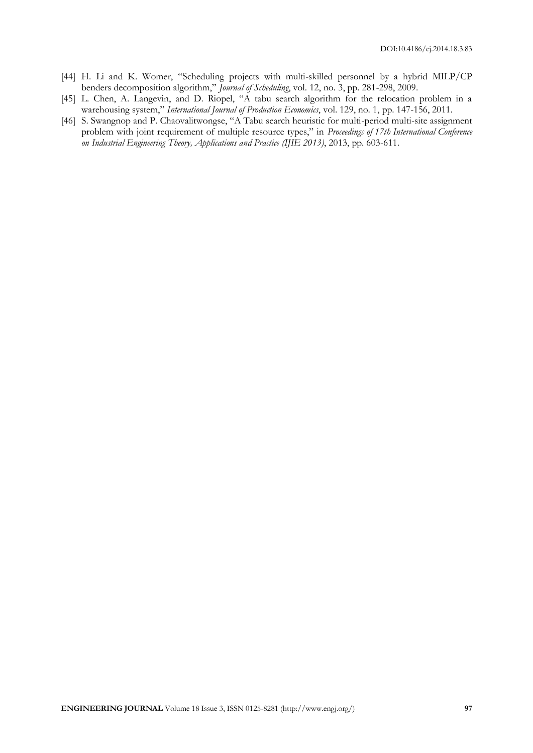[44] H. Li and K. Womer, "Scheduling projects with multi-skilled personnel by a hybrid MILP/CP benders decomposition algorithm," *Journal of Scheduling*, vol. 12, no. 3, pp. 281-298, 2009.

[45] L. Chen, A. Langevin, and D. Riopel, "A tabu search algorithm for the relocation problem in a warehousing system," *International Journal of Production Economics*, vol. 129, no. 1, pp. 147-156, 2011.

[46] S. Swangnop and P. Chaovalitwongse, "A Tabu search heuristic for multi-period multi-site assignment problem with joint requirement of multiple resource types," in *Proceedings of 17th International Conference on Industrial Engineering Theory, Applications and Practice (IJIE 2013)*, 2013, pp. 603-611.